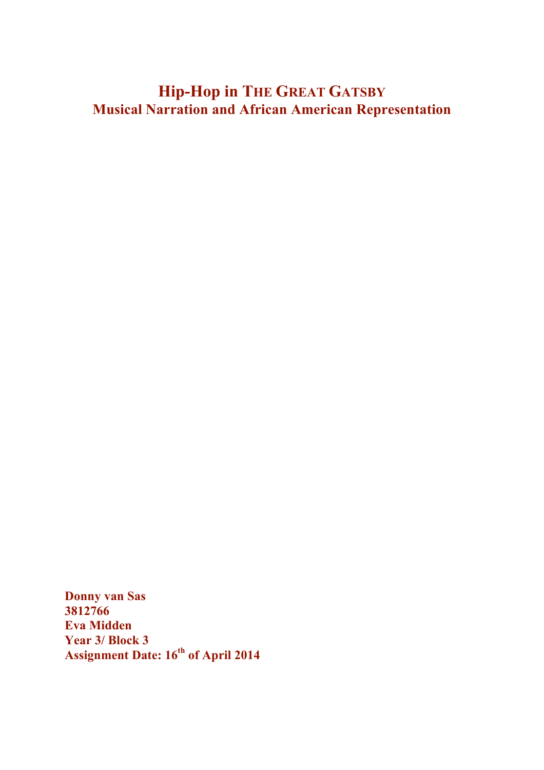# Hip-Hop in THE GREAT GATSBY
## Musical Narration and African American Representation

**Donny van Sas**
**3812766**
**Eva Midden**
**Year 3/ Block 3**
**Assignment Date: 16th of April 2014**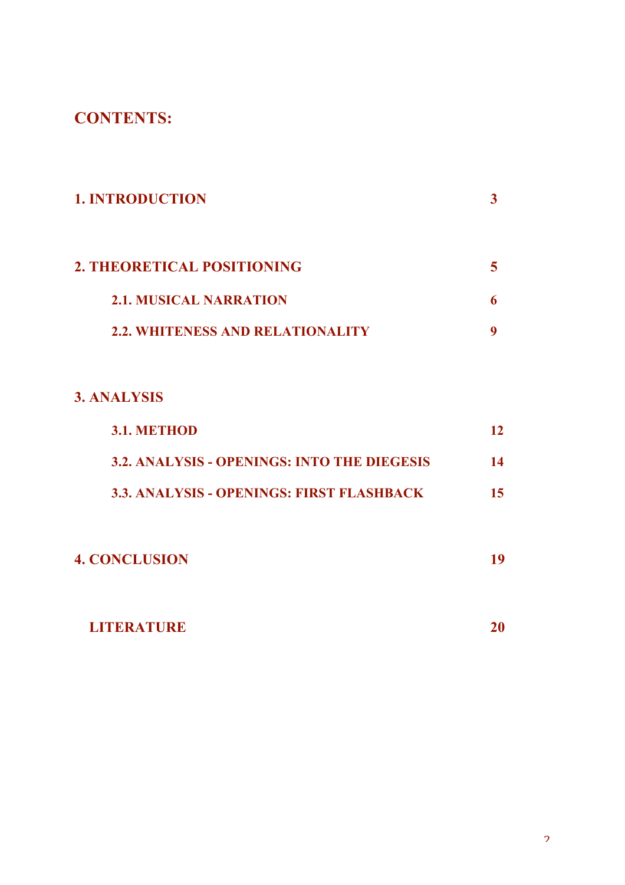# CONTENTS:

| | |
|---|---|
| **1. INTRODUCTION** | **3** |
| **2. THEORETICAL POSITIONING** | **5** |
| **2.1. MUSICAL NARRATION** | **6** |
| **2.2. WHITENESS AND RELATIONALITY** | **9** |
| **3. ANALYSIS** | |
| **3.1. METHOD** | **12** |
| **3.2. ANALYSIS - OPENINGS: INTO THE DIEGESIS** | **14** |
| **3.3. ANALYSIS - OPENINGS: FIRST FLASHBACK** | **15** |
| **4. CONCLUSION** | **19** |
| **LITERATURE** | **20** |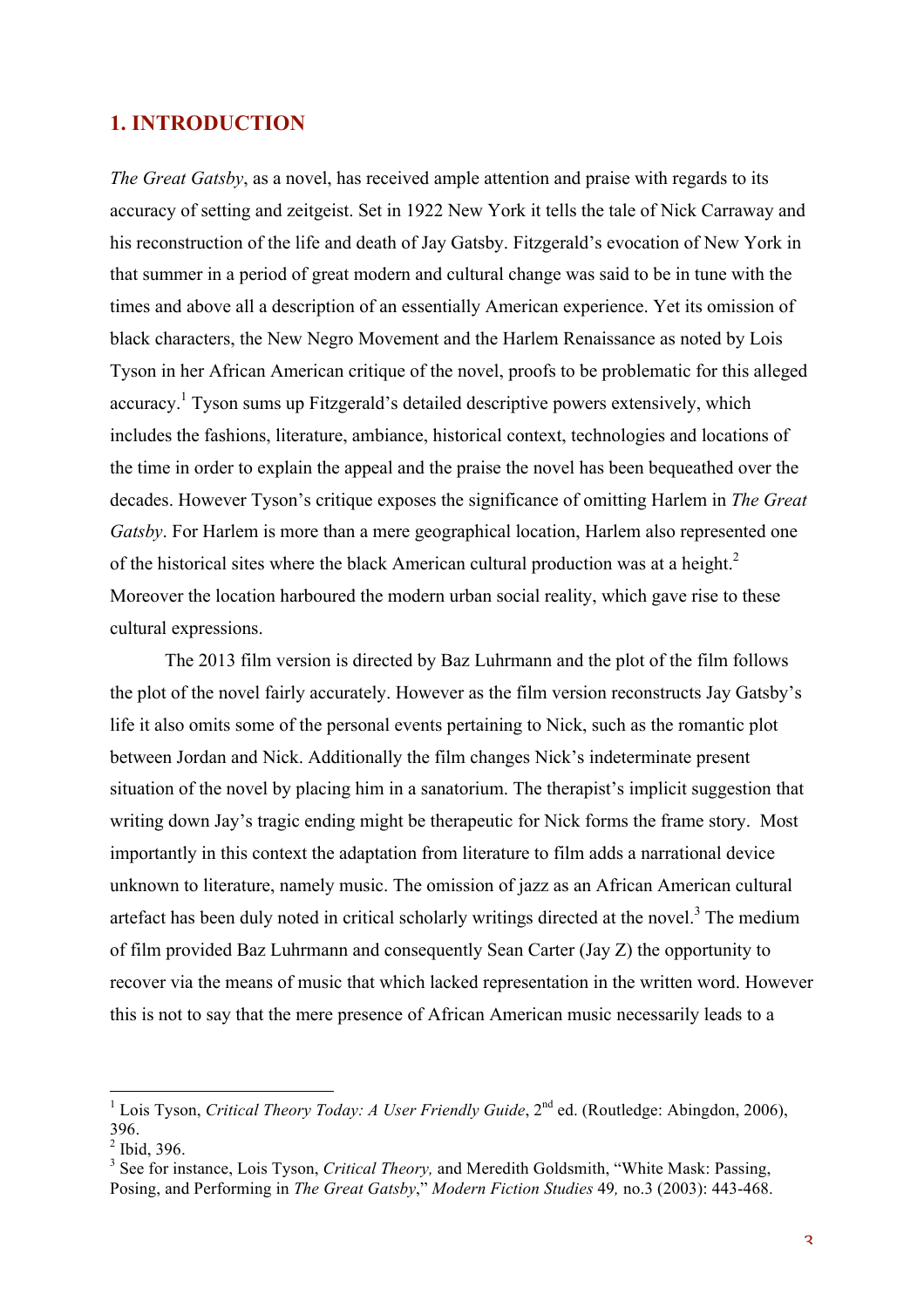# 1. INTRODUCTION

*The Great Gatsby*, as a novel, has received ample attention and praise with regards to its accuracy of setting and zeitgeist. Set in 1922 New York it tells the tale of Nick Carraway and his reconstruction of the life and death of Jay Gatsby. Fitzgerald's evocation of New York in that summer in a period of great modern and cultural change was said to be in tune with the times and above all a description of an essentially American experience. Yet its omission of black characters, the New Negro Movement and the Harlem Renaissance as noted by Lois Tyson in her African American critique of the novel, proofs to be problematic for this alleged accuracy.[1] Tyson sums up Fitzgerald's detailed descriptive powers extensively, which includes the fashions, literature, ambiance, historical context, technologies and locations of the time in order to explain the appeal and the praise the novel has been bequeathed over the decades. However Tyson's critique exposes the significance of omitting Harlem in *The Great Gatsby*. For Harlem is more than a mere geographical location, Harlem also represented one of the historical sites where the black American cultural production was at a height.[2] Moreover the location harboured the modern urban social reality, which gave rise to these cultural expressions.

The 2013 film version is directed by Baz Luhrmann and the plot of the film follows the plot of the novel fairly accurately. However as the film version reconstructs Jay Gatsby's life it also omits some of the personal events pertaining to Nick, such as the romantic plot between Jordan and Nick. Additionally the film changes Nick's indeterminate present situation of the novel by placing him in a sanatorium. The therapist's implicit suggestion that writing down Jay's tragic ending might be therapeutic for Nick forms the frame story. Most importantly in this context the adaptation from literature to film adds a narrational device unknown to literature, namely music. The omission of jazz as an African American cultural artefact has been duly noted in critical scholarly writings directed at the novel.[3] The medium of film provided Baz Luhrmann and consequently Sean Carter (Jay Z) the opportunity to recover via the means of music that which lacked representation in the written word. However this is not to say that the mere presence of African American music necessarily leads to a

---

[1] Lois Tyson, *Critical Theory Today: A User Friendly Guide*, 2nd ed. (Routledge: Abingdon, 2006), 396.

[2] Ibid, 396.

[3] See for instance, Lois Tyson, *Critical Theory,* and Meredith Goldsmith, "White Mask: Passing, Posing, and Performing in *The Great Gatsby*," *Modern Fiction Studies* 49*,* no.3 (2003): 443-468.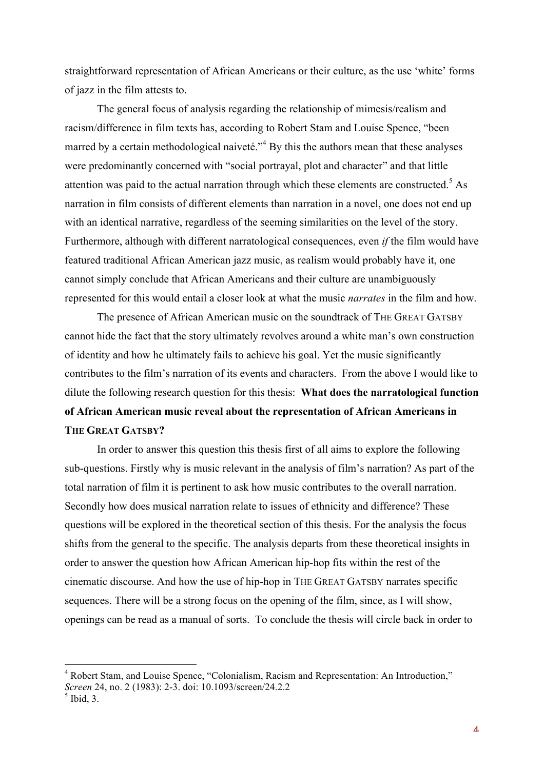straightforward representation of African Americans or their culture, as the use 'white' forms of jazz in the film attests to.

The general focus of analysis regarding the relationship of mimesis/realism and racism/difference in film texts has, according to Robert Stam and Louise Spence, "been marred by a certain methodological naiveté."[4] By this the authors mean that these analyses were predominantly concerned with "social portrayal, plot and character" and that little attention was paid to the actual narration through which these elements are constructed.[5] As narration in film consists of different elements than narration in a novel, one does not end up with an identical narrative, regardless of the seeming similarities on the level of the story. Furthermore, although with different narratological consequences, even *if* the film would have featured traditional African American jazz music, as realism would probably have it, one cannot simply conclude that African Americans and their culture are unambiguously represented for this would entail a closer look at what the music *narrates* in the film and how.

The presence of African American music on the soundtrack of THE GREAT GATSBY cannot hide the fact that the story ultimately revolves around a white man's own construction of identity and how he ultimately fails to achieve his goal. Yet the music significantly contributes to the film's narration of its events and characters. From the above I would like to dilute the following research question for this thesis: **What does the narratological function of African American music reveal about the representation of African Americans in THE GREAT GATSBY?**

In order to answer this question this thesis first of all aims to explore the following sub-questions. Firstly why is music relevant in the analysis of film's narration? As part of the total narration of film it is pertinent to ask how music contributes to the overall narration. Secondly how does musical narration relate to issues of ethnicity and difference? These questions will be explored in the theoretical section of this thesis. For the analysis the focus shifts from the general to the specific. The analysis departs from these theoretical insights in order to answer the question how African American hip-hop fits within the rest of the cinematic discourse. And how the use of hip-hop in THE GREAT GATSBY narrates specific sequences. There will be a strong focus on the opening of the film, since, as I will show, openings can be read as a manual of sorts. To conclude the thesis will circle back in order to

---

[4] Robert Stam, and Louise Spence, "Colonialism, Racism and Representation: An Introduction," *Screen* 24, no. 2 (1983): 2-3. doi: 10.1093/screen/24.2.2

[5] Ibid, 3.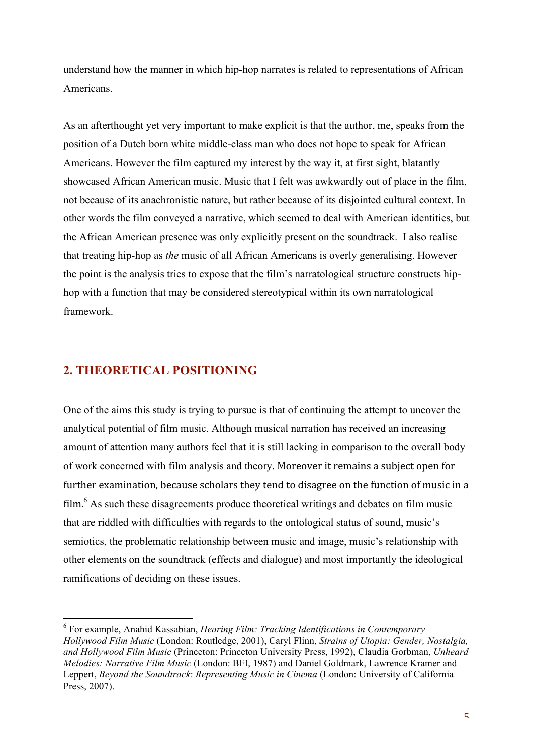understand how the manner in which hip-hop narrates is related to representations of African Americans.

As an afterthought yet very important to make explicit is that the author, me, speaks from the position of a Dutch born white middle-class man who does not hope to speak for African Americans. However the film captured my interest by the way it, at first sight, blatantly showcased African American music. Music that I felt was awkwardly out of place in the film, not because of its anachronistic nature, but rather because of its disjointed cultural context. In other words the film conveyed a narrative, which seemed to deal with American identities, but the African American presence was only explicitly present on the soundtrack. I also realise that treating hip-hop as *the* music of all African Americans is overly generalising. However the point is the analysis tries to expose that the film's narratological structure constructs hip-hop with a function that may be considered stereotypical within its own narratological framework.

## 2. THEORETICAL POSITIONING

One of the aims this study is trying to pursue is that of continuing the attempt to uncover the analytical potential of film music. Although musical narration has received an increasing amount of attention many authors feel that it is still lacking in comparison to the overall body of work concerned with film analysis and theory. Moreover it remains a subject open for further examination, because scholars they tend to disagree on the function of music in a film.[6] As such these disagreements produce theoretical writings and debates on film music that are riddled with difficulties with regards to the ontological status of sound, music's semiotics, the problematic relationship between music and image, music's relationship with other elements on the soundtrack (effects and dialogue) and most importantly the ideological ramifications of deciding on these issues.

---

[6] For example, Anahid Kassabian, *Hearing Film: Tracking Identifications in Contemporary Hollywood Film Music* (London: Routledge, 2001), Caryl Flinn, *Strains of Utopia: Gender, Nostalgia, and Hollywood Film Music* (Princeton: Princeton University Press, 1992), Claudia Gorbman, *Unheard Melodies: Narrative Film Music* (London: BFI, 1987) and Daniel Goldmark, Lawrence Kramer and Leppert, *Beyond the Soundtrack*: *Representing Music in Cinema* (London: University of California Press, 2007).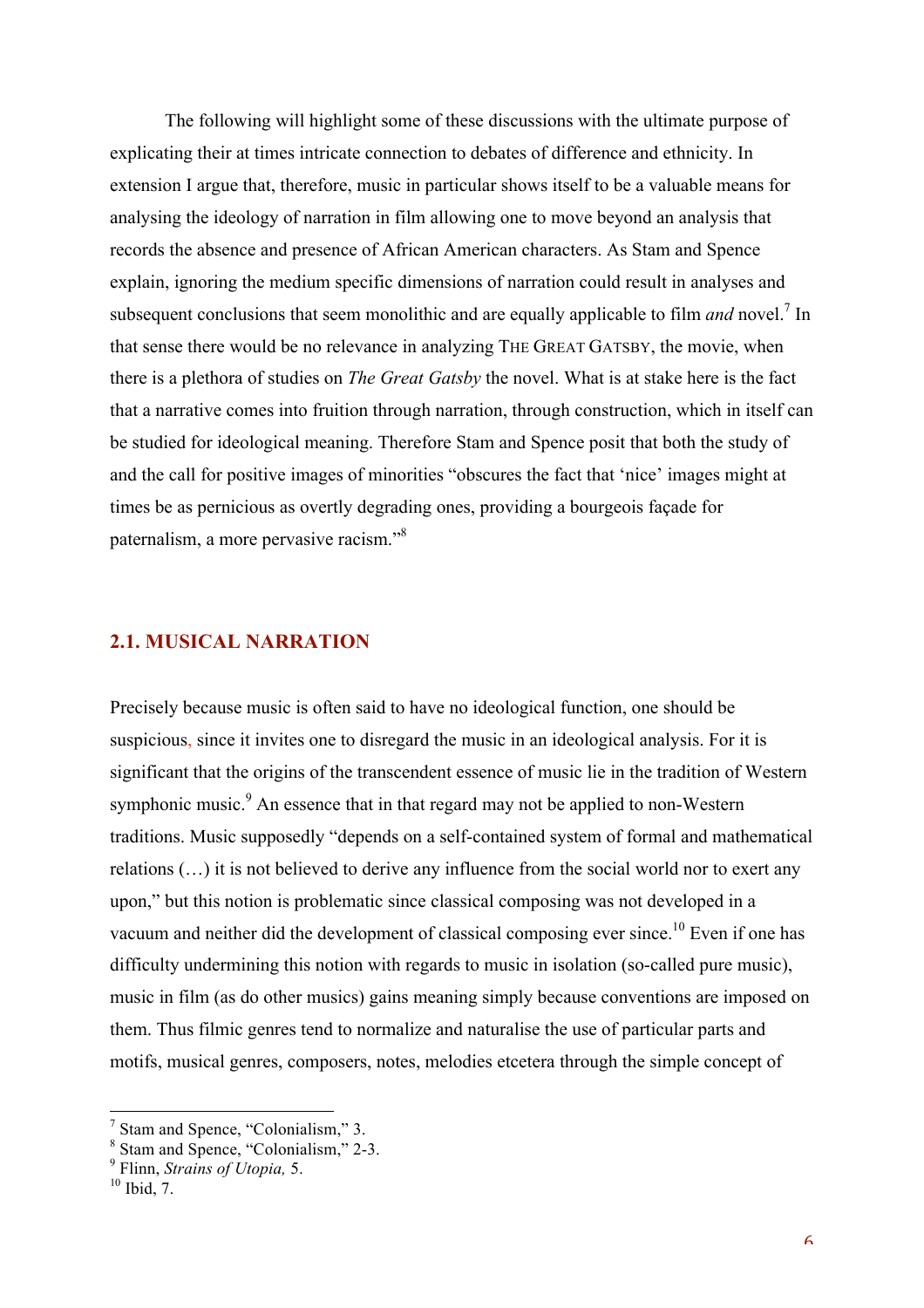The following will highlight some of these discussions with the ultimate purpose of explicating their at times intricate connection to debates of difference and ethnicity. In extension I argue that, therefore, music in particular shows itself to be a valuable means for analysing the ideology of narration in film allowing one to move beyond an analysis that records the absence and presence of African American characters. As Stam and Spence explain, ignoring the medium specific dimensions of narration could result in analyses and subsequent conclusions that seem monolithic and are equally applicable to film *and* novel.[7] In that sense there would be no relevance in analyzing THE GREAT GATSBY, the movie, when there is a plethora of studies on *The Great Gatsby* the novel. What is at stake here is the fact that a narrative comes into fruition through narration, through construction, which in itself can be studied for ideological meaning. Therefore Stam and Spence posit that both the study of and the call for positive images of minorities "obscures the fact that 'nice' images might at times be as pernicious as overtly degrading ones, providing a bourgeois façade for paternalism, a more pervasive racism."[8]

## 2.1. MUSICAL NARRATION

Precisely because music is often said to have no ideological function, one should be suspicious, since it invites one to disregard the music in an ideological analysis. For it is significant that the origins of the transcendent essence of music lie in the tradition of Western symphonic music.[9] An essence that in that regard may not be applied to non-Western traditions. Music supposedly "depends on a self-contained system of formal and mathematical relations (…) it is not believed to derive any influence from the social world nor to exert any upon," but this notion is problematic since classical composing was not developed in a vacuum and neither did the development of classical composing ever since.[10] Even if one has difficulty undermining this notion with regards to music in isolation (so-called pure music), music in film (as do other musics) gains meaning simply because conventions are imposed on them. Thus filmic genres tend to normalize and naturalise the use of particular parts and motifs, musical genres, composers, notes, melodies etcetera through the simple concept of

---

[7] Stam and Spence, "Colonialism," 3.
[8] Stam and Spence, "Colonialism," 2-3.
[9] Flinn, *Strains of Utopia,* 5.
[10] Ibid, 7.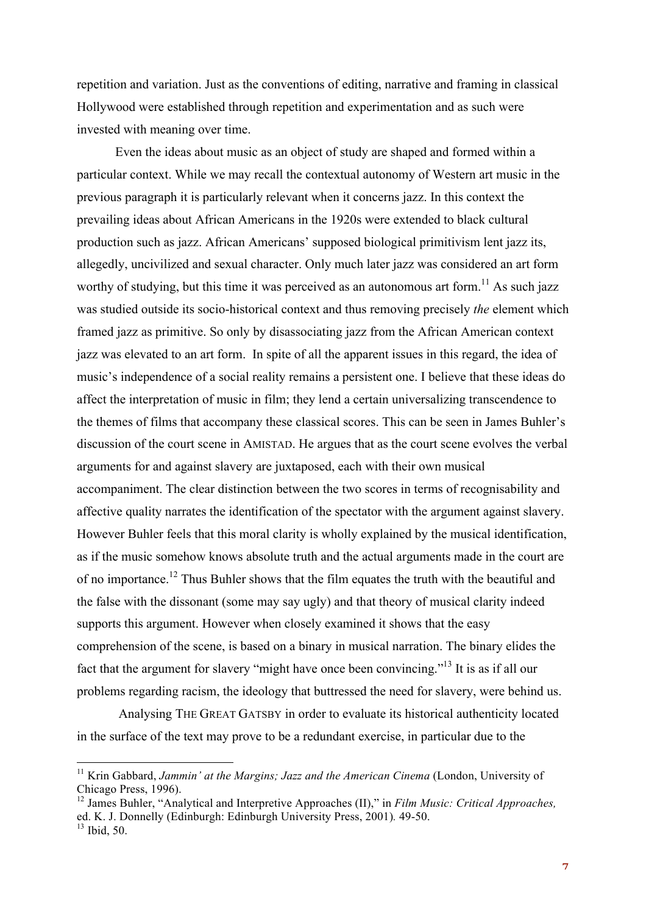repetition and variation. Just as the conventions of editing, narrative and framing in classical Hollywood were established through repetition and experimentation and as such were invested with meaning over time.

Even the ideas about music as an object of study are shaped and formed within a particular context. While we may recall the contextual autonomy of Western art music in the previous paragraph it is particularly relevant when it concerns jazz. In this context the prevailing ideas about African Americans in the 1920s were extended to black cultural production such as jazz. African Americans' supposed biological primitivism lent jazz its, allegedly, uncivilized and sexual character. Only much later jazz was considered an art form worthy of studying, but this time it was perceived as an autonomous art form.[11] As such jazz was studied outside its socio-historical context and thus removing precisely *the* element which framed jazz as primitive. So only by disassociating jazz from the African American context jazz was elevated to an art form. In spite of all the apparent issues in this regard, the idea of music's independence of a social reality remains a persistent one. I believe that these ideas do affect the interpretation of music in film; they lend a certain universalizing transcendence to the themes of films that accompany these classical scores. This can be seen in James Buhler's discussion of the court scene in AMISTAD. He argues that as the court scene evolves the verbal arguments for and against slavery are juxtaposed, each with their own musical accompaniment. The clear distinction between the two scores in terms of recognisability and affective quality narrates the identification of the spectator with the argument against slavery. However Buhler feels that this moral clarity is wholly explained by the musical identification, as if the music somehow knows absolute truth and the actual arguments made in the court are of no importance.[12] Thus Buhler shows that the film equates the truth with the beautiful and the false with the dissonant (some may say ugly) and that theory of musical clarity indeed supports this argument. However when closely examined it shows that the easy comprehension of the scene, is based on a binary in musical narration. The binary elides the fact that the argument for slavery "might have once been convincing."[13] It is as if all our problems regarding racism, the ideology that buttressed the need for slavery, were behind us.

Analysing THE GREAT GATSBY in order to evaluate its historical authenticity located in the surface of the text may prove to be a redundant exercise, in particular due to the

---

[11] Krin Gabbard, *Jammin' at the Margins; Jazz and the American Cinema* (London, University of Chicago Press, 1996).

[12] James Buhler, "Analytical and Interpretive Approaches (II)," in *Film Music: Critical Approaches,* ed. K. J. Donnelly (Edinburgh: Edinburgh University Press, 2001)*.* 49-50.

[13] Ibid, 50.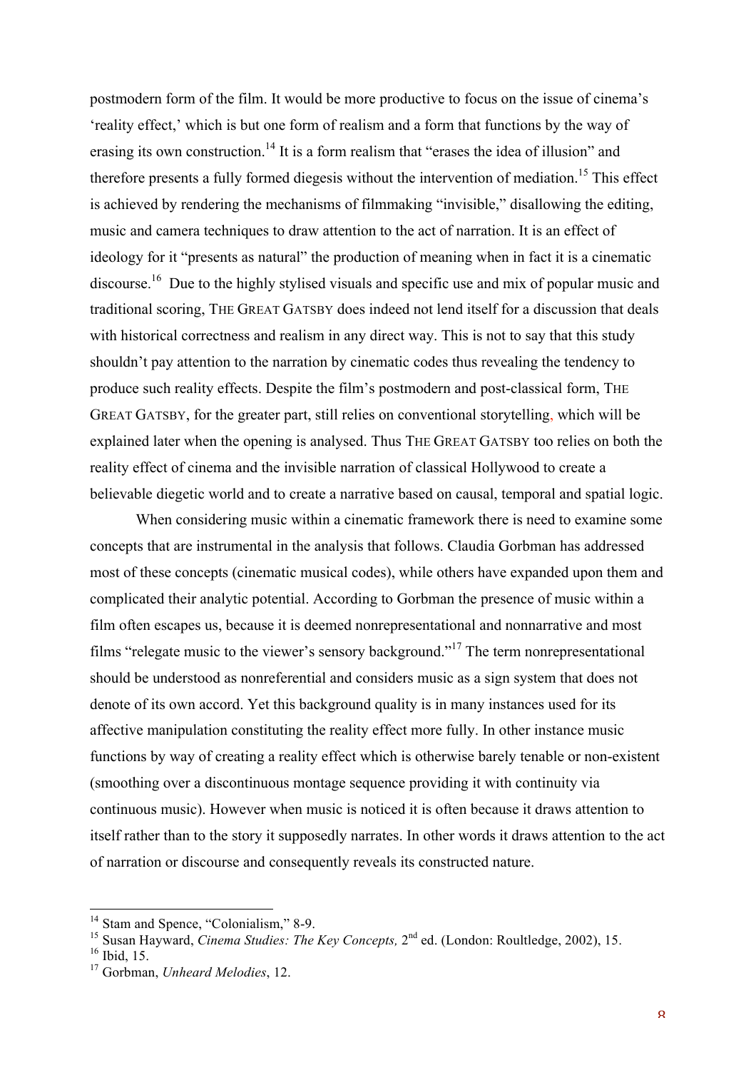postmodern form of the film. It would be more productive to focus on the issue of cinema's 'reality effect,' which is but one form of realism and a form that functions by the way of erasing its own construction.[14] It is a form realism that "erases the idea of illusion" and therefore presents a fully formed diegesis without the intervention of mediation.[15] This effect is achieved by rendering the mechanisms of filmmaking "invisible," disallowing the editing, music and camera techniques to draw attention to the act of narration. It is an effect of ideology for it "presents as natural" the production of meaning when in fact it is a cinematic discourse.[16] Due to the highly stylised visuals and specific use and mix of popular music and traditional scoring, THE GREAT GATSBY does indeed not lend itself for a discussion that deals with historical correctness and realism in any direct way. This is not to say that this study shouldn't pay attention to the narration by cinematic codes thus revealing the tendency to produce such reality effects. Despite the film's postmodern and post-classical form, THE GREAT GATSBY, for the greater part, still relies on conventional storytelling, which will be explained later when the opening is analysed. Thus THE GREAT GATSBY too relies on both the reality effect of cinema and the invisible narration of classical Hollywood to create a believable diegetic world and to create a narrative based on causal, temporal and spatial logic.

When considering music within a cinematic framework there is need to examine some concepts that are instrumental in the analysis that follows. Claudia Gorbman has addressed most of these concepts (cinematic musical codes), while others have expanded upon them and complicated their analytic potential. According to Gorbman the presence of music within a film often escapes us, because it is deemed nonrepresentational and nonnarrative and most films "relegate music to the viewer's sensory background."[17] The term nonrepresentational should be understood as nonreferential and considers music as a sign system that does not denote of its own accord. Yet this background quality is in many instances used for its affective manipulation constituting the reality effect more fully. In other instance music functions by way of creating a reality effect which is otherwise barely tenable or non-existent (smoothing over a discontinuous montage sequence providing it with continuity via continuous music). However when music is noticed it is often because it draws attention to itself rather than to the story it supposedly narrates. In other words it draws attention to the act of narration or discourse and consequently reveals its constructed nature.

---

[14] Stam and Spence, "Colonialism," 8-9.

[15] Susan Hayward, *Cinema Studies: The Key Concepts,* 2nd ed. (London: Roultledge, 2002), 15.

[16] Ibid, 15.

[17] Gorbman, *Unheard Melodies*, 12.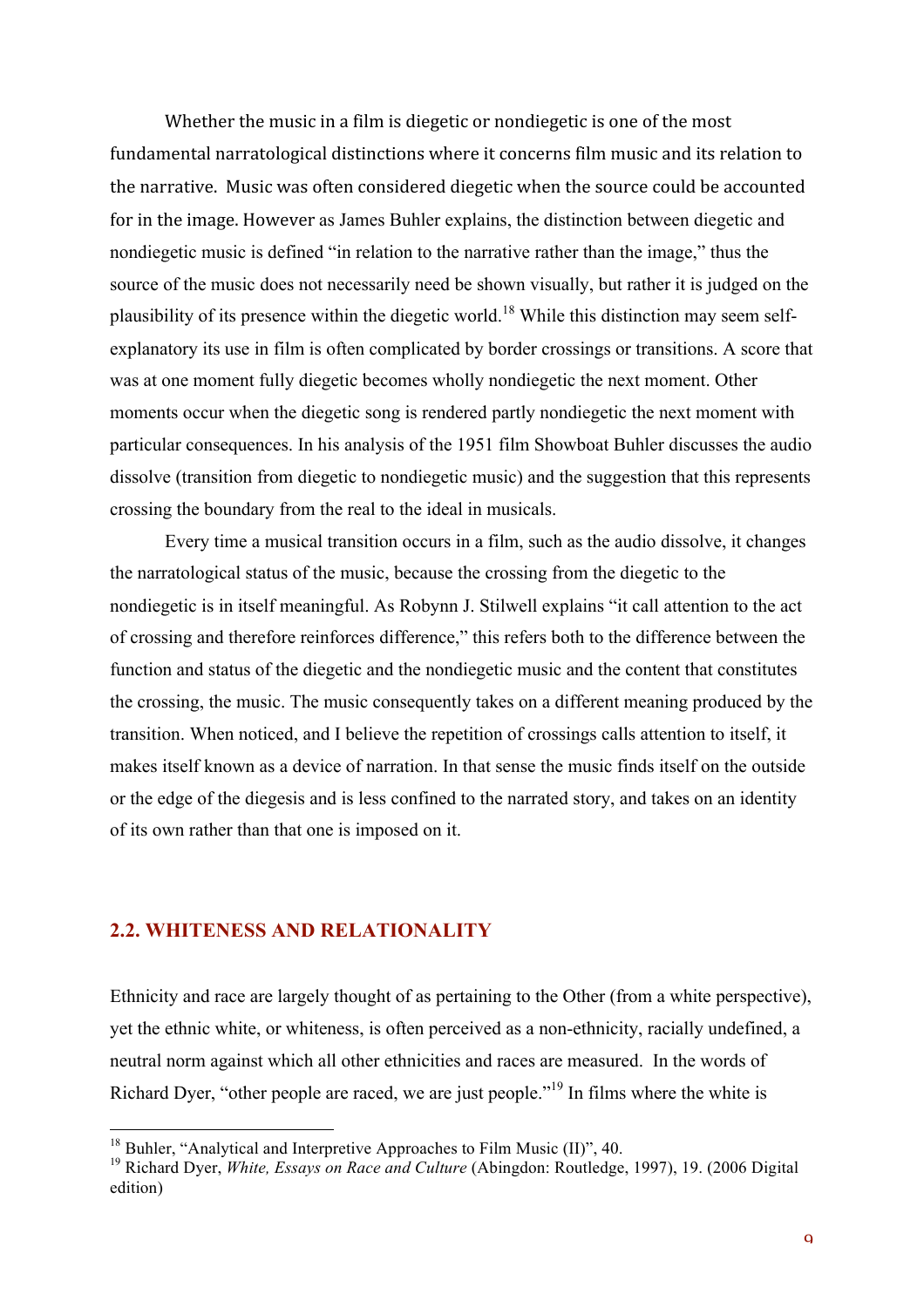Whether the music in a film is diegetic or nondiegetic is one of the most fundamental narratological distinctions where it concerns film music and its relation to the narrative. Music was often considered diegetic when the source could be accounted for in the image. However as James Buhler explains, the distinction between diegetic and nondiegetic music is defined "in relation to the narrative rather than the image," thus the source of the music does not necessarily need be shown visually, but rather it is judged on the plausibility of its presence within the diegetic world.[18] While this distinction may seem self-explanatory its use in film is often complicated by border crossings or transitions. A score that was at one moment fully diegetic becomes wholly nondiegetic the next moment. Other moments occur when the diegetic song is rendered partly nondiegetic the next moment with particular consequences. In his analysis of the 1951 film Showboat Buhler discusses the audio dissolve (transition from diegetic to nondiegetic music) and the suggestion that this represents crossing the boundary from the real to the ideal in musicals.

Every time a musical transition occurs in a film, such as the audio dissolve, it changes the narratological status of the music, because the crossing from the diegetic to the nondiegetic is in itself meaningful. As Robynn J. Stilwell explains "it call attention to the act of crossing and therefore reinforces difference," this refers both to the difference between the function and status of the diegetic and the nondiegetic music and the content that constitutes the crossing, the music. The music consequently takes on a different meaning produced by the transition. When noticed, and I believe the repetition of crossings calls attention to itself, it makes itself known as a device of narration. In that sense the music finds itself on the outside or the edge of the diegesis and is less confined to the narrated story, and takes on an identity of its own rather than that one is imposed on it.

## 2.2. WHITENESS AND RELATIONALITY

Ethnicity and race are largely thought of as pertaining to the Other (from a white perspective), yet the ethnic white, or whiteness, is often perceived as a non-ethnicity, racially undefined, a neutral norm against which all other ethnicities and races are measured. In the words of Richard Dyer, "other people are raced, we are just people."[19] In films where the white is

---

[18] Buhler, "Analytical and Interpretive Approaches to Film Music (II)", 40.

[19] Richard Dyer, *White, Essays on Race and Culture* (Abingdon: Routledge, 1997), 19. (2006 Digital edition)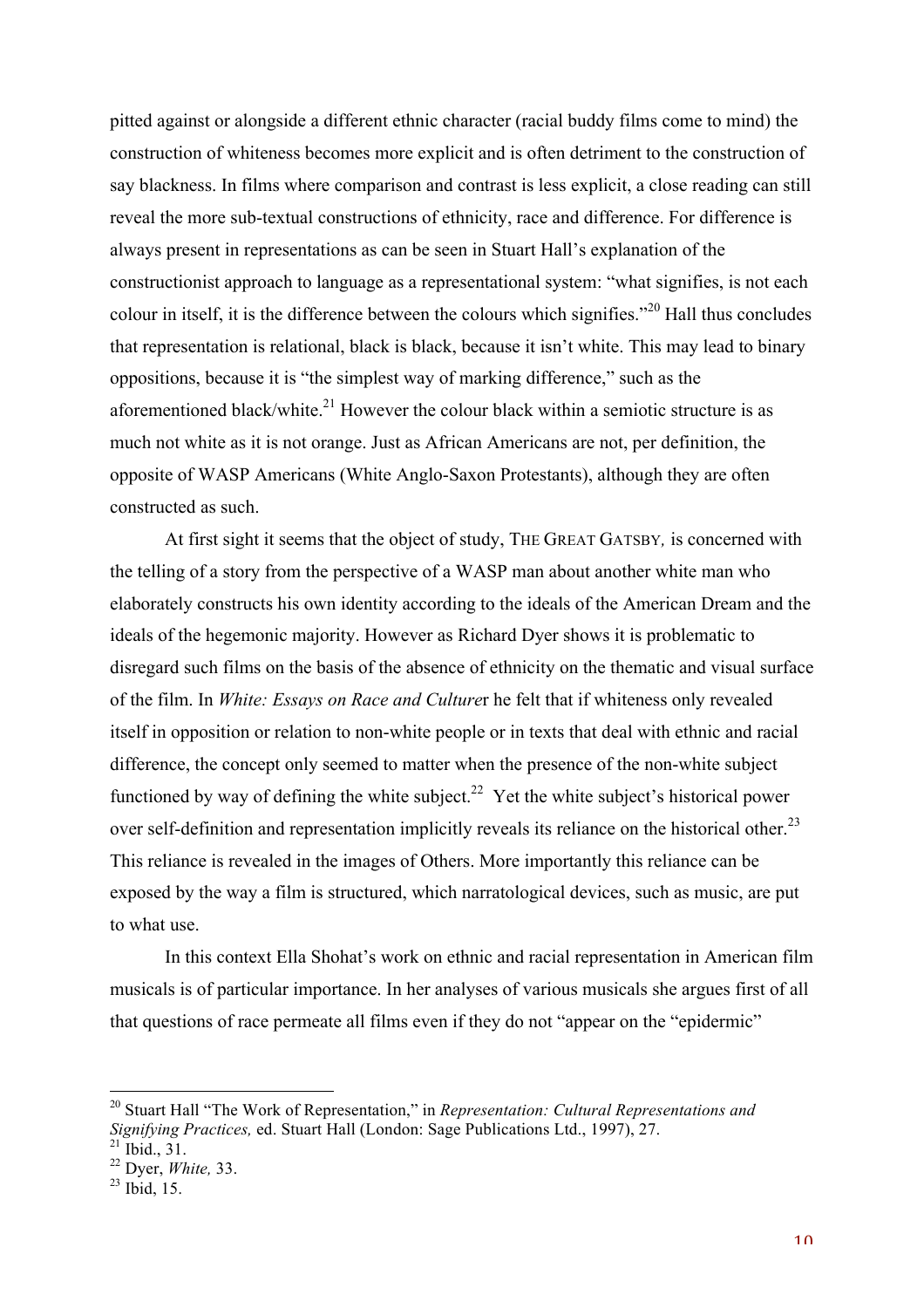pitted against or alongside a different ethnic character (racial buddy films come to mind) the construction of whiteness becomes more explicit and is often detriment to the construction of say blackness. In films where comparison and contrast is less explicit, a close reading can still reveal the more sub-textual constructions of ethnicity, race and difference. For difference is always present in representations as can be seen in Stuart Hall's explanation of the constructionist approach to language as a representational system: "what signifies, is not each colour in itself, it is the difference between the colours which signifies."[20] Hall thus concludes that representation is relational, black is black, because it isn't white. This may lead to binary oppositions, because it is "the simplest way of marking difference," such as the aforementioned black/white.[21] However the colour black within a semiotic structure is as much not white as it is not orange. Just as African Americans are not, per definition, the opposite of WASP Americans (White Anglo-Saxon Protestants), although they are often constructed as such.

At first sight it seems that the object of study, THE GREAT GATSBY*,* is concerned with the telling of a story from the perspective of a WASP man about another white man who elaborately constructs his own identity according to the ideals of the American Dream and the ideals of the hegemonic majority. However as Richard Dyer shows it is problematic to disregard such films on the basis of the absence of ethnicity on the thematic and visual surface of the film. In *White: Essays on Race and Culture*r he felt that if whiteness only revealed itself in opposition or relation to non-white people or in texts that deal with ethnic and racial difference, the concept only seemed to matter when the presence of the non-white subject functioned by way of defining the white subject.[22] Yet the white subject's historical power over self-definition and representation implicitly reveals its reliance on the historical other.[23] This reliance is revealed in the images of Others. More importantly this reliance can be exposed by the way a film is structured, which narratological devices, such as music, are put to what use.

In this context Ella Shohat's work on ethnic and racial representation in American film musicals is of particular importance. In her analyses of various musicals she argues first of all that questions of race permeate all films even if they do not "appear on the "epidermic"

---

[20] Stuart Hall "The Work of Representation," in *Representation: Cultural Representations and Signifying Practices,* ed. Stuart Hall (London: Sage Publications Ltd., 1997), 27.

[21] Ibid., 31.

[22] Dyer, *White,* 33.

[23] Ibid, 15.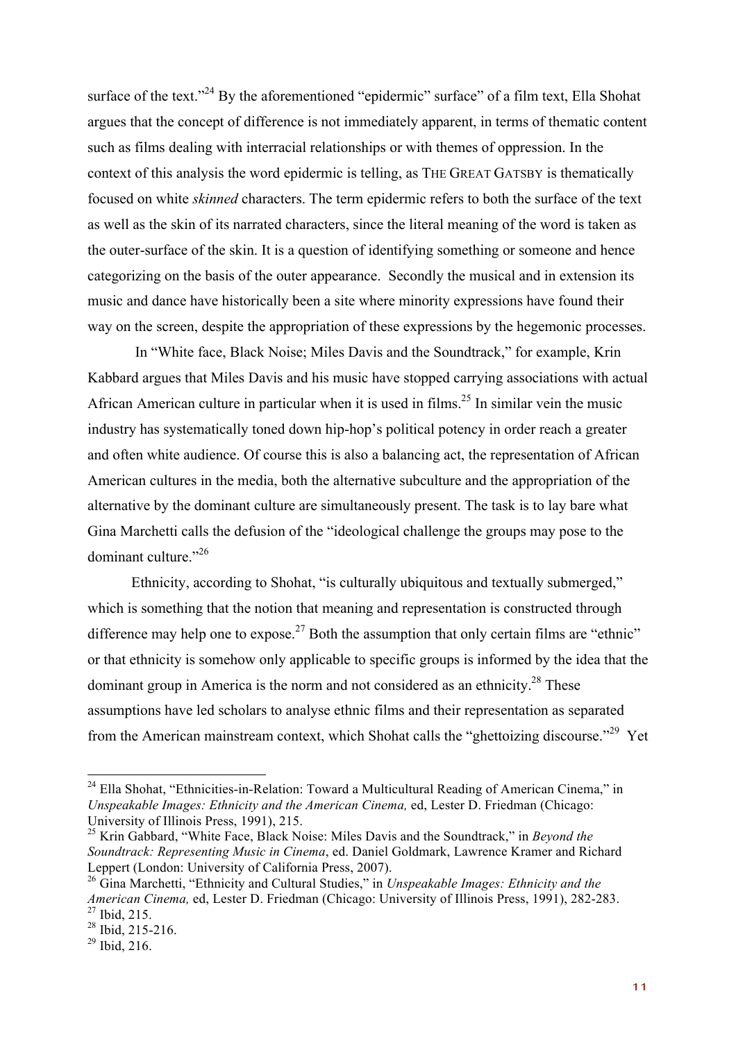surface of the text."[24] By the aforementioned "epidermic" surface" of a film text, Ella Shohat argues that the concept of difference is not immediately apparent, in terms of thematic content such as films dealing with interracial relationships or with themes of oppression. In the context of this analysis the word epidermic is telling, as THE GREAT GATSBY is thematically focused on white *skinned* characters. The term epidermic refers to both the surface of the text as well as the skin of its narrated characters, since the literal meaning of the word is taken as the outer-surface of the skin. It is a question of identifying something or someone and hence categorizing on the basis of the outer appearance. Secondly the musical and in extension its music and dance have historically been a site where minority expressions have found their way on the screen, despite the appropriation of these expressions by the hegemonic processes.

In "White face, Black Noise; Miles Davis and the Soundtrack," for example, Krin Kabbard argues that Miles Davis and his music have stopped carrying associations with actual African American culture in particular when it is used in films.[25] In similar vein the music industry has systematically toned down hip-hop's political potency in order reach a greater and often white audience. Of course this is also a balancing act, the representation of African American cultures in the media, both the alternative subculture and the appropriation of the alternative by the dominant culture are simultaneously present. The task is to lay bare what Gina Marchetti calls the defusion of the "ideological challenge the groups may pose to the dominant culture."[26]

Ethnicity, according to Shohat, "is culturally ubiquitous and textually submerged," which is something that the notion that meaning and representation is constructed through difference may help one to expose.[27] Both the assumption that only certain films are "ethnic" or that ethnicity is somehow only applicable to specific groups is informed by the idea that the dominant group in America is the norm and not considered as an ethnicity.[28] These assumptions have led scholars to analyse ethnic films and their representation as separated from the American mainstream context, which Shohat calls the "ghettoizing discourse."[29] Yet

---

[24] Ella Shohat, "Ethnicities-in-Relation: Toward a Multicultural Reading of American Cinema," in *Unspeakable Images: Ethnicity and the American Cinema,* ed, Lester D. Friedman (Chicago: University of Illinois Press, 1991), 215.

[25] Krin Gabbard, "White Face, Black Noise: Miles Davis and the Soundtrack," in *Beyond the Soundtrack: Representing Music in Cinema*, ed. Daniel Goldmark, Lawrence Kramer and Richard Leppert (London: University of California Press, 2007).

[26] Gina Marchetti, "Ethnicity and Cultural Studies," in *Unspeakable Images: Ethnicity and the American Cinema,* ed, Lester D. Friedman (Chicago: University of Illinois Press, 1991), 282-283.

[27] Ibid, 215.

[28] Ibid, 215-216.

[29] Ibid, 216.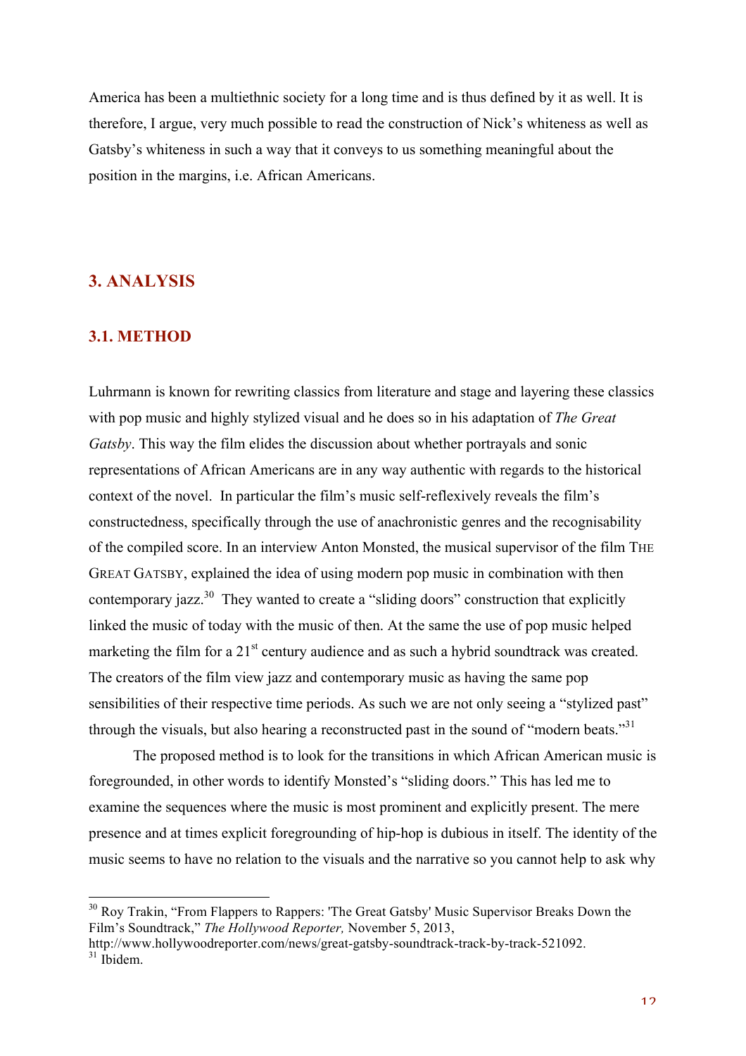America has been a multiethnic society for a long time and is thus defined by it as well. It is therefore, I argue, very much possible to read the construction of Nick's whiteness as well as Gatsby's whiteness in such a way that it conveys to us something meaningful about the position in the margins, i.e. African Americans.

# 3. ANALYSIS

## 3.1. METHOD

Luhrmann is known for rewriting classics from literature and stage and layering these classics with pop music and highly stylized visual and he does so in his adaptation of *The Great Gatsby*. This way the film elides the discussion about whether portrayals and sonic representations of African Americans are in any way authentic with regards to the historical context of the novel. In particular the film's music self-reflexively reveals the film's constructedness, specifically through the use of anachronistic genres and the recognisability of the compiled score. In an interview Anton Monsted, the musical supervisor of the film THE GREAT GATSBY, explained the idea of using modern pop music in combination with then contemporary jazz.[30] They wanted to create a "sliding doors" construction that explicitly linked the music of today with the music of then. At the same the use of pop music helped marketing the film for a 21st century audience and as such a hybrid soundtrack was created. The creators of the film view jazz and contemporary music as having the same pop sensibilities of their respective time periods. As such we are not only seeing a "stylized past" through the visuals, but also hearing a reconstructed past in the sound of "modern beats."[31]

The proposed method is to look for the transitions in which African American music is foregrounded, in other words to identify Monsted's "sliding doors." This has led me to examine the sequences where the music is most prominent and explicitly present. The mere presence and at times explicit foregrounding of hip-hop is dubious in itself. The identity of the music seems to have no relation to the visuals and the narrative so you cannot help to ask why

---

[30] Roy Trakin, "From Flappers to Rappers: 'The Great Gatsby' Music Supervisor Breaks Down the Film's Soundtrack," *The Hollywood Reporter,* November 5, 2013, http://www.hollywoodreporter.com/news/great-gatsby-soundtrack-track-by-track-521092.

[31] Ibidem.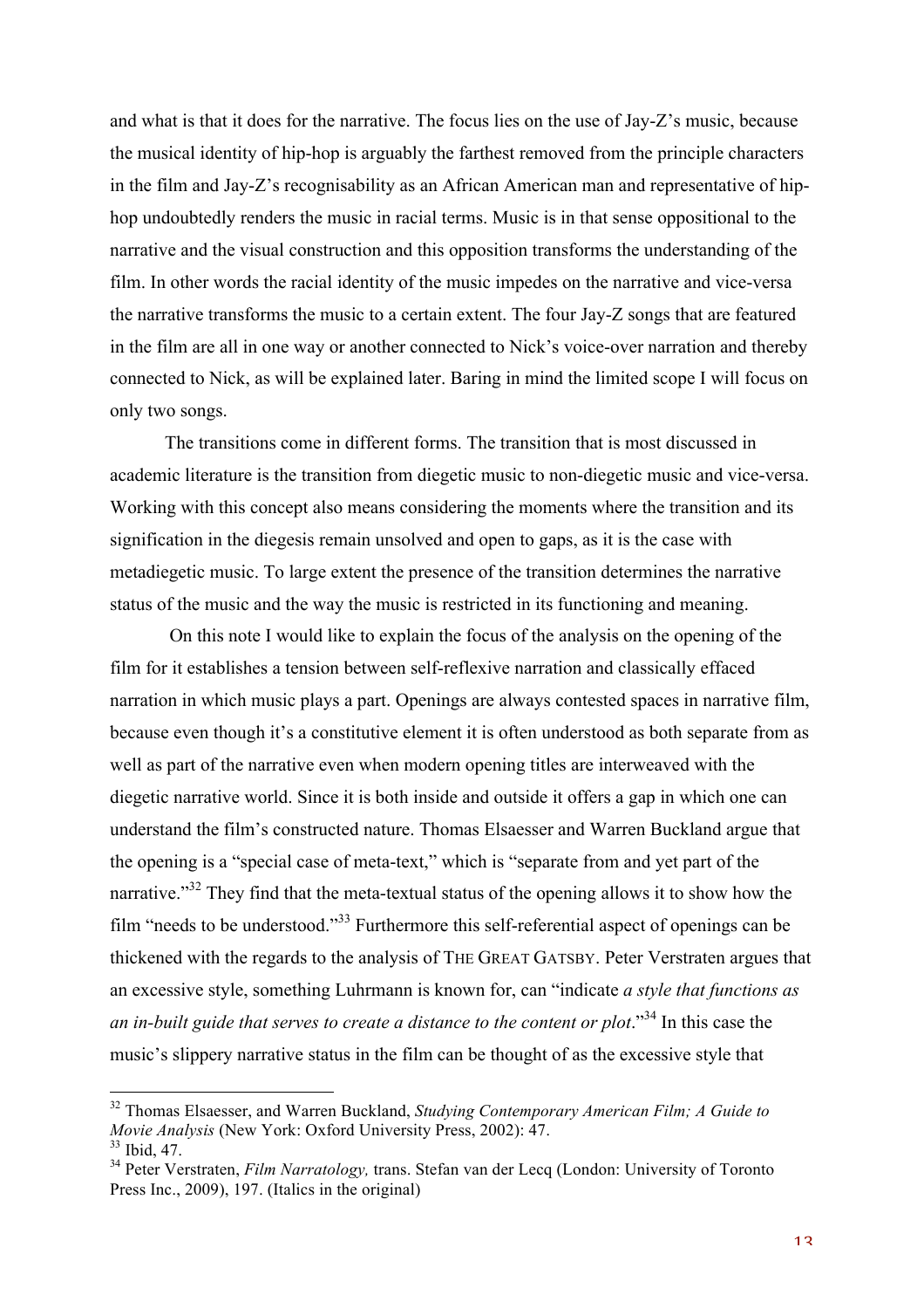and what is that it does for the narrative. The focus lies on the use of Jay-Z's music, because the musical identity of hip-hop is arguably the farthest removed from the principle characters in the film and Jay-Z's recognisability as an African American man and representative of hip-hop undoubtedly renders the music in racial terms. Music is in that sense oppositional to the narrative and the visual construction and this opposition transforms the understanding of the film. In other words the racial identity of the music impedes on the narrative and vice-versa the narrative transforms the music to a certain extent. The four Jay-Z songs that are featured in the film are all in one way or another connected to Nick's voice-over narration and thereby connected to Nick, as will be explained later. Baring in mind the limited scope I will focus on only two songs.

The transitions come in different forms. The transition that is most discussed in academic literature is the transition from diegetic music to non-diegetic music and vice-versa. Working with this concept also means considering the moments where the transition and its signification in the diegesis remain unsolved and open to gaps, as it is the case with metadiegetic music. To large extent the presence of the transition determines the narrative status of the music and the way the music is restricted in its functioning and meaning.

On this note I would like to explain the focus of the analysis on the opening of the film for it establishes a tension between self-reflexive narration and classically effaced narration in which music plays a part. Openings are always contested spaces in narrative film, because even though it's a constitutive element it is often understood as both separate from as well as part of the narrative even when modern opening titles are interweaved with the diegetic narrative world. Since it is both inside and outside it offers a gap in which one can understand the film's constructed nature. Thomas Elsaesser and Warren Buckland argue that the opening is a "special case of meta-text," which is "separate from and yet part of the narrative."[32] They find that the meta-textual status of the opening allows it to show how the film "needs to be understood."[33] Furthermore this self-referential aspect of openings can be thickened with the regards to the analysis of THE GREAT GATSBY. Peter Verstraten argues that an excessive style, something Luhrmann is known for, can "indicate *a style that functions as an in-built guide that serves to create a distance to the content or plot*."[34] In this case the music's slippery narrative status in the film can be thought of as the excessive style that

---

[32] Thomas Elsaesser, and Warren Buckland, *Studying Contemporary American Film; A Guide to Movie Analysis* (New York: Oxford University Press, 2002): 47.
[33] Ibid, 47.
[34] Peter Verstraten, *Film Narratology,* trans. Stefan van der Lecq (London: University of Toronto Press Inc., 2009), 197. (Italics in the original)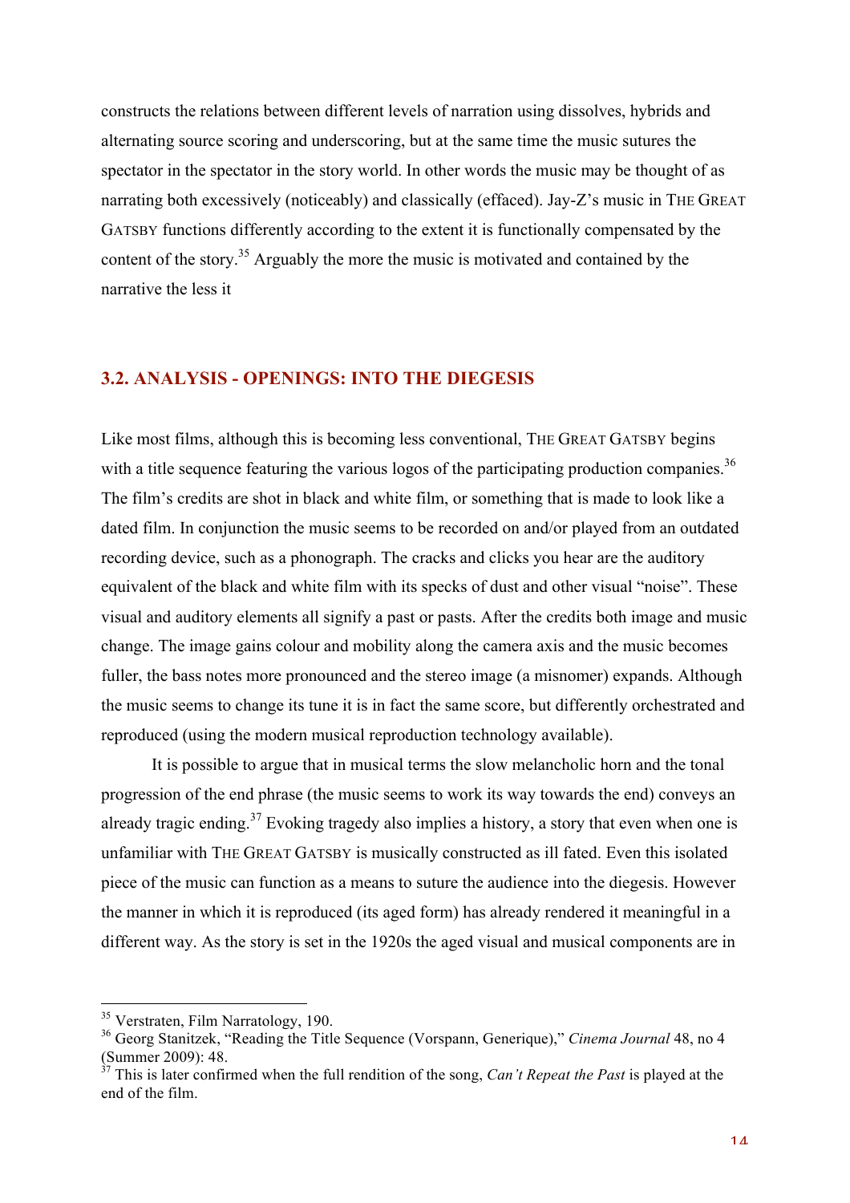constructs the relations between different levels of narration using dissolves, hybrids and alternating source scoring and underscoring, but at the same time the music sutures the spectator in the spectator in the story world. In other words the music may be thought of as narrating both excessively (noticeably) and classically (effaced). Jay-Z's music in THE GREAT GATSBY functions differently according to the extent it is functionally compensated by the content of the story.[35] Arguably the more the music is motivated and contained by the narrative the less it

## 3.2. ANALYSIS - OPENINGS: INTO THE DIEGESIS

Like most films, although this is becoming less conventional, THE GREAT GATSBY begins with a title sequence featuring the various logos of the participating production companies.[36] The film's credits are shot in black and white film, or something that is made to look like a dated film. In conjunction the music seems to be recorded on and/or played from an outdated recording device, such as a phonograph. The cracks and clicks you hear are the auditory equivalent of the black and white film with its specks of dust and other visual "noise". These visual and auditory elements all signify a past or pasts. After the credits both image and music change. The image gains colour and mobility along the camera axis and the music becomes fuller, the bass notes more pronounced and the stereo image (a misnomer) expands. Although the music seems to change its tune it is in fact the same score, but differently orchestrated and reproduced (using the modern musical reproduction technology available).

It is possible to argue that in musical terms the slow melancholic horn and the tonal progression of the end phrase (the music seems to work its way towards the end) conveys an already tragic ending.[37] Evoking tragedy also implies a history, a story that even when one is unfamiliar with THE GREAT GATSBY is musically constructed as ill fated. Even this isolated piece of the music can function as a means to suture the audience into the diegesis. However the manner in which it is reproduced (its aged form) has already rendered it meaningful in a different way. As the story is set in the 1920s the aged visual and musical components are in

---

[35] Verstraten, Film Narratology, 190.

[36] Georg Stanitzek, "Reading the Title Sequence (Vorspann, Generique)," *Cinema Journal* 48, no 4 (Summer 2009): 48.

[37] This is later confirmed when the full rendition of the song, *Can't Repeat the Past* is played at the end of the film.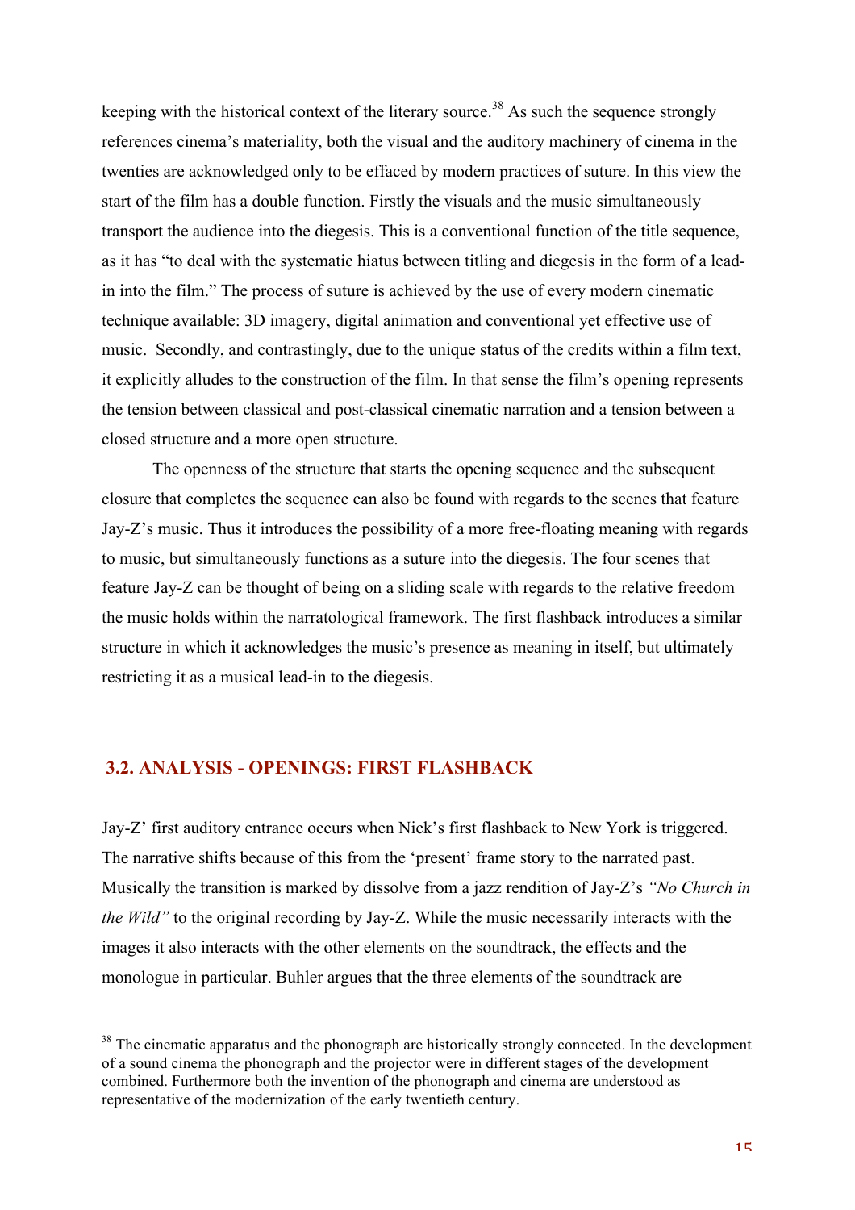keeping with the historical context of the literary source.[38] As such the sequence strongly references cinema's materiality, both the visual and the auditory machinery of cinema in the twenties are acknowledged only to be effaced by modern practices of suture. In this view the start of the film has a double function. Firstly the visuals and the music simultaneously transport the audience into the diegesis. This is a conventional function of the title sequence, as it has "to deal with the systematic hiatus between titling and diegesis in the form of a lead-in into the film." The process of suture is achieved by the use of every modern cinematic technique available: 3D imagery, digital animation and conventional yet effective use of music. Secondly, and contrastingly, due to the unique status of the credits within a film text, it explicitly alludes to the construction of the film. In that sense the film's opening represents the tension between classical and post-classical cinematic narration and a tension between a closed structure and a more open structure.

The openness of the structure that starts the opening sequence and the subsequent closure that completes the sequence can also be found with regards to the scenes that feature Jay-Z's music. Thus it introduces the possibility of a more free-floating meaning with regards to music, but simultaneously functions as a suture into the diegesis. The four scenes that feature Jay-Z can be thought of being on a sliding scale with regards to the relative freedom the music holds within the narratological framework. The first flashback introduces a similar structure in which it acknowledges the music's presence as meaning in itself, but ultimately restricting it as a musical lead-in to the diegesis.

## 3.2. ANALYSIS - OPENINGS: FIRST FLASHBACK

Jay-Z' first auditory entrance occurs when Nick's first flashback to New York is triggered. The narrative shifts because of this from the 'present' frame story to the narrated past. Musically the transition is marked by dissolve from a jazz rendition of Jay-Z's *"No Church in the Wild"* to the original recording by Jay-Z. While the music necessarily interacts with the images it also interacts with the other elements on the soundtrack, the effects and the monologue in particular. Buhler argues that the three elements of the soundtrack are

---

[38] The cinematic apparatus and the phonograph are historically strongly connected. In the development of a sound cinema the phonograph and the projector were in different stages of the development combined. Furthermore both the invention of the phonograph and cinema are understood as representative of the modernization of the early twentieth century.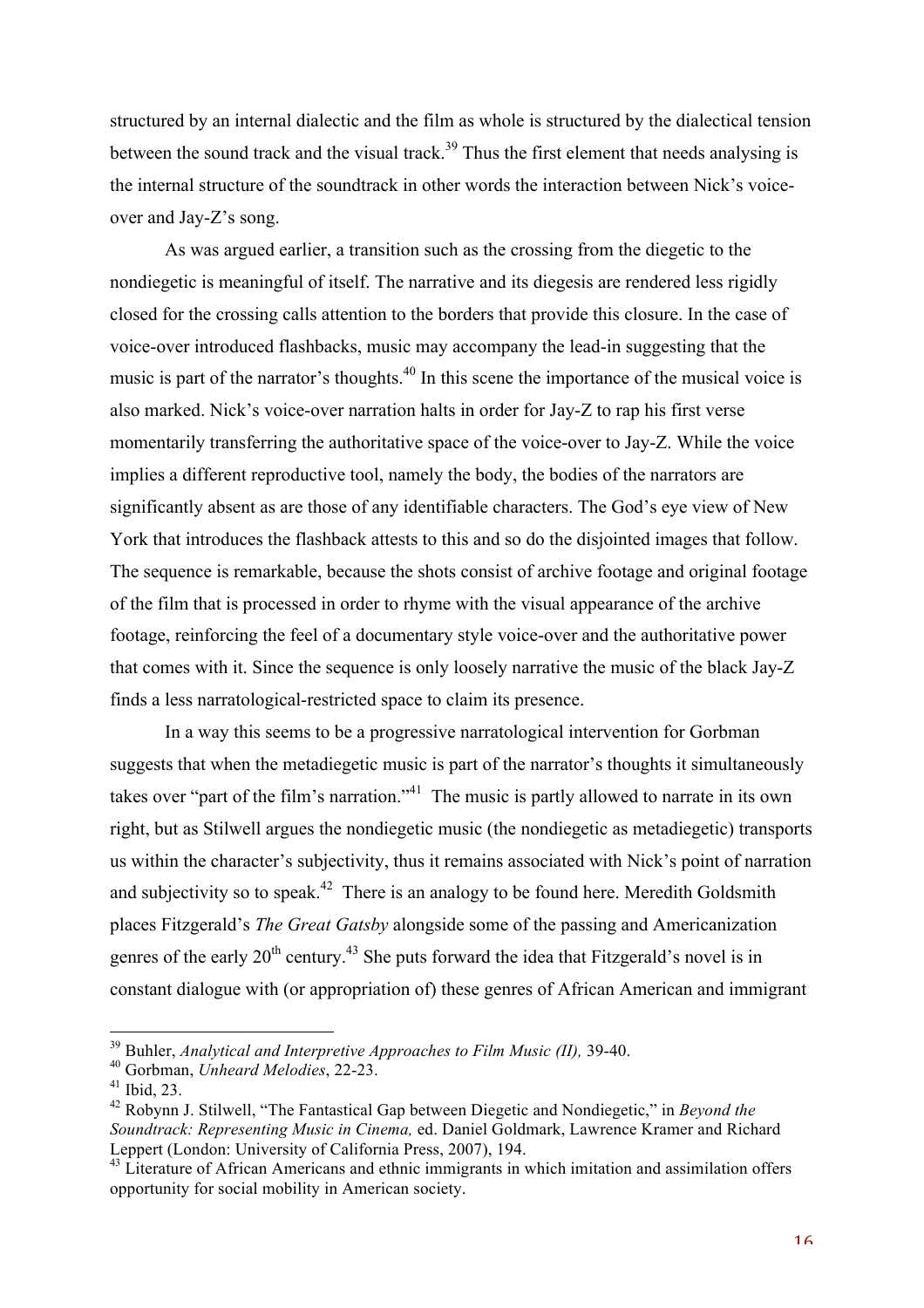structured by an internal dialectic and the film as whole is structured by the dialectical tension between the sound track and the visual track.[39] Thus the first element that needs analysing is the internal structure of the soundtrack in other words the interaction between Nick's voice-over and Jay-Z's song.

As was argued earlier, a transition such as the crossing from the diegetic to the nondiegetic is meaningful of itself. The narrative and its diegesis are rendered less rigidly closed for the crossing calls attention to the borders that provide this closure. In the case of voice-over introduced flashbacks, music may accompany the lead-in suggesting that the music is part of the narrator's thoughts.[40] In this scene the importance of the musical voice is also marked. Nick's voice-over narration halts in order for Jay-Z to rap his first verse momentarily transferring the authoritative space of the voice-over to Jay-Z. While the voice implies a different reproductive tool, namely the body, the bodies of the narrators are significantly absent as are those of any identifiable characters. The God's eye view of New York that introduces the flashback attests to this and so do the disjointed images that follow. The sequence is remarkable, because the shots consist of archive footage and original footage of the film that is processed in order to rhyme with the visual appearance of the archive footage, reinforcing the feel of a documentary style voice-over and the authoritative power that comes with it. Since the sequence is only loosely narrative the music of the black Jay-Z finds a less narratological-restricted space to claim its presence.

In a way this seems to be a progressive narratological intervention for Gorbman suggests that when the metadiegetic music is part of the narrator's thoughts it simultaneously takes over "part of the film's narration."[41] The music is partly allowed to narrate in its own right, but as Stilwell argues the nondiegetic music (the nondiegetic as metadiegetic) transports us within the character's subjectivity, thus it remains associated with Nick's point of narration and subjectivity so to speak.[42] There is an analogy to be found here. Meredith Goldsmith places Fitzgerald's *The Great Gatsby* alongside some of the passing and Americanization genres of the early 20th century.[43] She puts forward the idea that Fitzgerald's novel is in constant dialogue with (or appropriation of) these genres of African American and immigrant

---

[39] Buhler, *Analytical and Interpretive Approaches to Film Music (II),* 39-40.
[40] Gorbman, *Unheard Melodies*, 22-23.
[41] Ibid, 23.
[42] Robynn J. Stilwell, "The Fantastical Gap between Diegetic and Nondiegetic," in *Beyond the Soundtrack: Representing Music in Cinema,* ed. Daniel Goldmark, Lawrence Kramer and Richard Leppert (London: University of California Press, 2007), 194.
[43] Literature of African Americans and ethnic immigrants in which imitation and assimilation offers opportunity for social mobility in American society.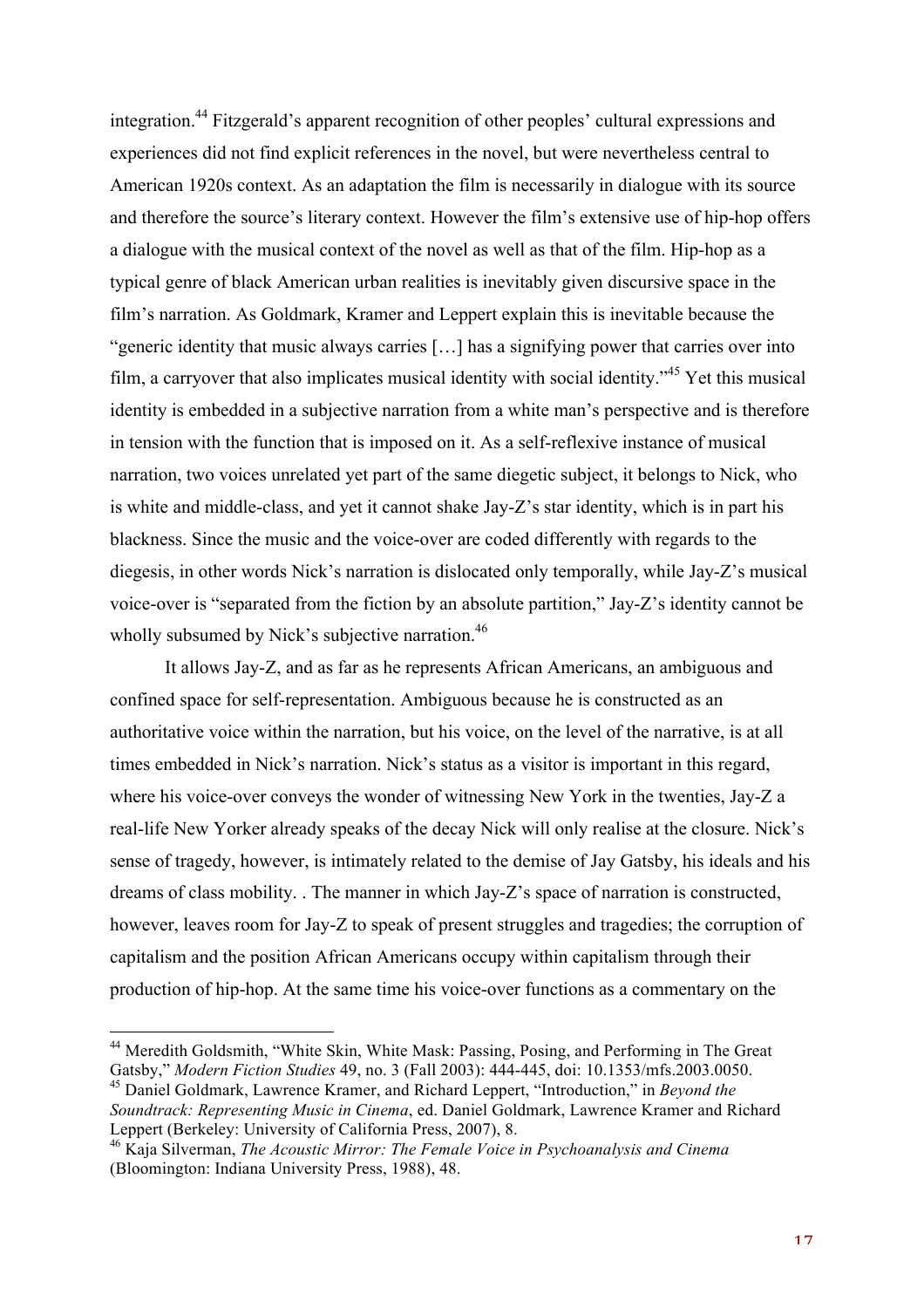integration.[44] Fitzgerald's apparent recognition of other peoples' cultural expressions and experiences did not find explicit references in the novel, but were nevertheless central to American 1920s context. As an adaptation the film is necessarily in dialogue with its source and therefore the source's literary context. However the film's extensive use of hip-hop offers a dialogue with the musical context of the novel as well as that of the film. Hip-hop as a typical genre of black American urban realities is inevitably given discursive space in the film's narration. As Goldmark, Kramer and Leppert explain this is inevitable because the "generic identity that music always carries […] has a signifying power that carries over into film, a carryover that also implicates musical identity with social identity."[45] Yet this musical identity is embedded in a subjective narration from a white man's perspective and is therefore in tension with the function that is imposed on it. As a self-reflexive instance of musical narration, two voices unrelated yet part of the same diegetic subject, it belongs to Nick, who is white and middle-class, and yet it cannot shake Jay-Z's star identity, which is in part his blackness. Since the music and the voice-over are coded differently with regards to the diegesis, in other words Nick's narration is dislocated only temporally, while Jay-Z's musical voice-over is "separated from the fiction by an absolute partition," Jay-Z's identity cannot be wholly subsumed by Nick's subjective narration.[46]

It allows Jay-Z, and as far as he represents African Americans, an ambiguous and confined space for self-representation. Ambiguous because he is constructed as an authoritative voice within the narration, but his voice, on the level of the narrative, is at all times embedded in Nick's narration. Nick's status as a visitor is important in this regard, where his voice-over conveys the wonder of witnessing New York in the twenties, Jay-Z a real-life New Yorker already speaks of the decay Nick will only realise at the closure. Nick's sense of tragedy, however, is intimately related to the demise of Jay Gatsby, his ideals and his dreams of class mobility. . The manner in which Jay-Z's space of narration is constructed, however, leaves room for Jay-Z to speak of present struggles and tragedies; the corruption of capitalism and the position African Americans occupy within capitalism through their production of hip-hop. At the same time his voice-over functions as a commentary on the

---

[44] Meredith Goldsmith, "White Skin, White Mask: Passing, Posing, and Performing in The Great Gatsby," *Modern Fiction Studies* 49, no. 3 (Fall 2003): 444-445, doi: 10.1353/mfs.2003.0050.

[45] Daniel Goldmark, Lawrence Kramer, and Richard Leppert, "Introduction," in *Beyond the Soundtrack: Representing Music in Cinema*, ed. Daniel Goldmark, Lawrence Kramer and Richard Leppert (Berkeley: University of California Press, 2007), 8.

[46] Kaja Silverman, *The Acoustic Mirror: The Female Voice in Psychoanalysis and Cinema* (Bloomington: Indiana University Press, 1988), 48.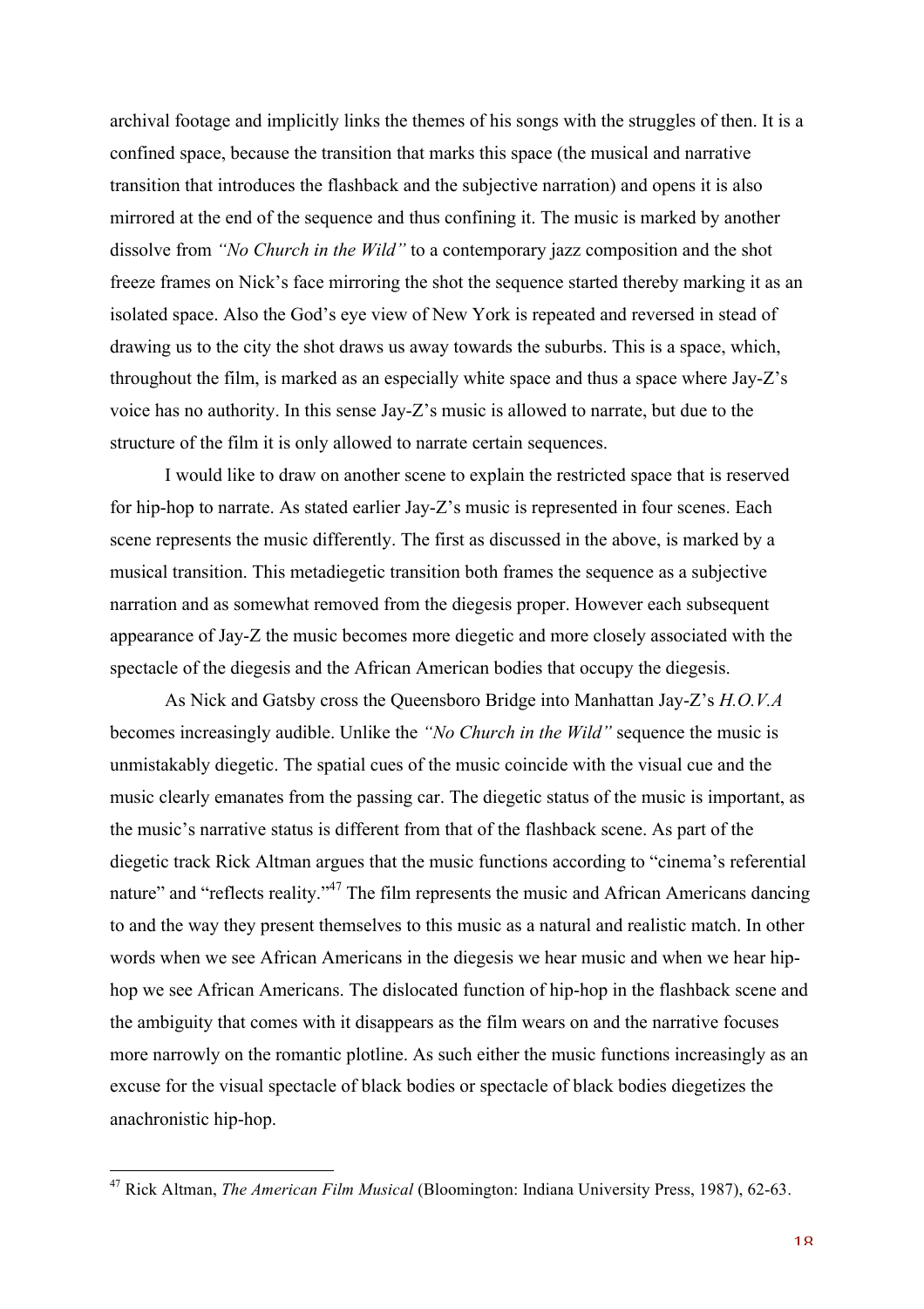archival footage and implicitly links the themes of his songs with the struggles of then. It is a confined space, because the transition that marks this space (the musical and narrative transition that introduces the flashback and the subjective narration) and opens it is also mirrored at the end of the sequence and thus confining it. The music is marked by another dissolve from *"No Church in the Wild"* to a contemporary jazz composition and the shot freeze frames on Nick's face mirroring the shot the sequence started thereby marking it as an isolated space. Also the God's eye view of New York is repeated and reversed in stead of drawing us to the city the shot draws us away towards the suburbs. This is a space, which, throughout the film, is marked as an especially white space and thus a space where Jay-Z's voice has no authority. In this sense Jay-Z's music is allowed to narrate, but due to the structure of the film it is only allowed to narrate certain sequences.

I would like to draw on another scene to explain the restricted space that is reserved for hip-hop to narrate. As stated earlier Jay-Z's music is represented in four scenes. Each scene represents the music differently. The first as discussed in the above, is marked by a musical transition. This metadiegetic transition both frames the sequence as a subjective narration and as somewhat removed from the diegesis proper. However each subsequent appearance of Jay-Z the music becomes more diegetic and more closely associated with the spectacle of the diegesis and the African American bodies that occupy the diegesis.

As Nick and Gatsby cross the Queensboro Bridge into Manhattan Jay-Z's *H.O.V.A* becomes increasingly audible. Unlike the *"No Church in the Wild"* sequence the music is unmistakably diegetic. The spatial cues of the music coincide with the visual cue and the music clearly emanates from the passing car. The diegetic status of the music is important, as the music's narrative status is different from that of the flashback scene. As part of the diegetic track Rick Altman argues that the music functions according to "cinema's referential nature" and "reflects reality."[47] The film represents the music and African Americans dancing to and the way they present themselves to this music as a natural and realistic match. In other words when we see African Americans in the diegesis we hear music and when we hear hip-hop we see African Americans. The dislocated function of hip-hop in the flashback scene and the ambiguity that comes with it disappears as the film wears on and the narrative focuses more narrowly on the romantic plotline. As such either the music functions increasingly as an excuse for the visual spectacle of black bodies or spectacle of black bodies diegetizes the anachronistic hip-hop.

[47] Rick Altman, *The American Film Musical* (Bloomington: Indiana University Press, 1987), 62-63.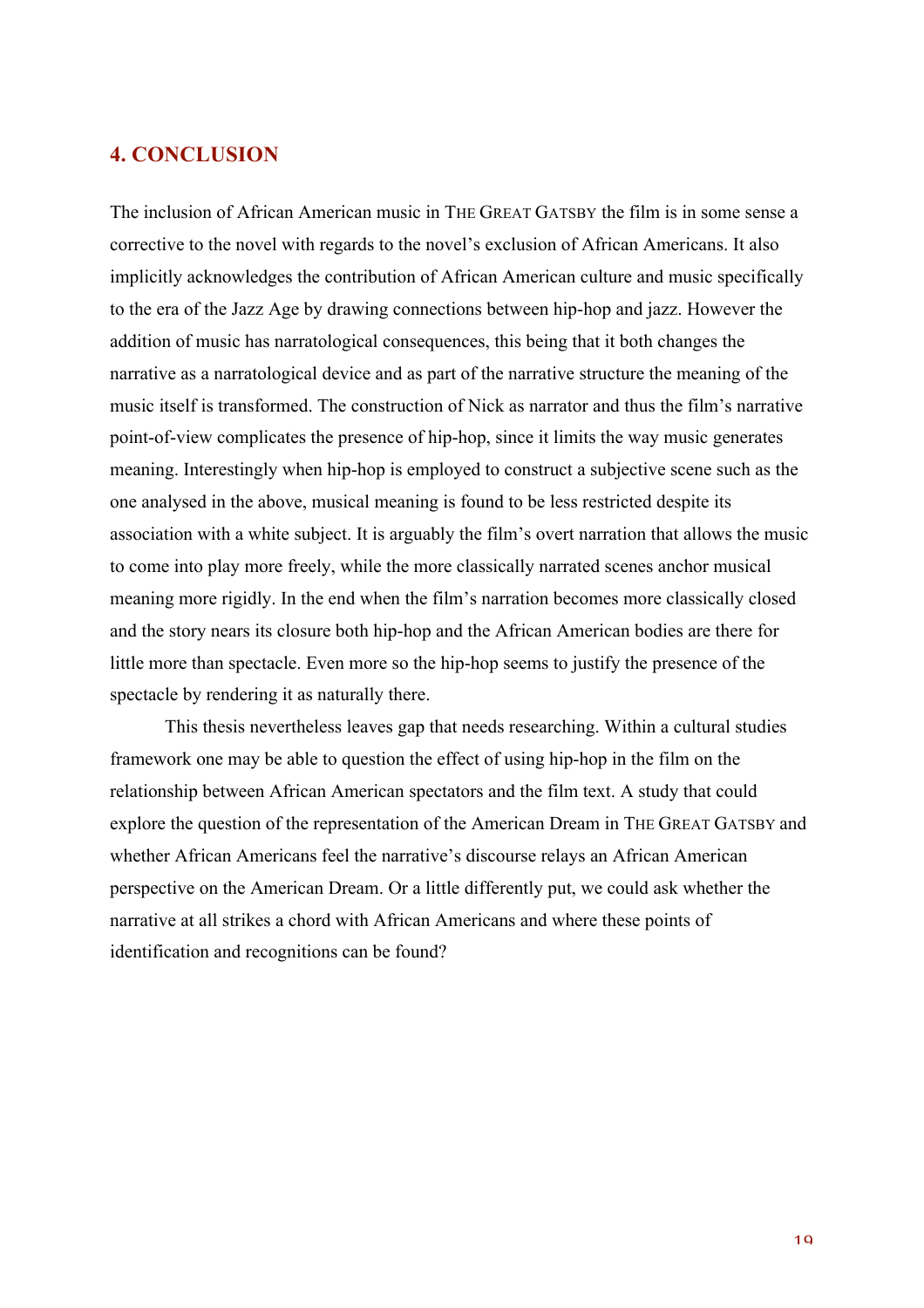## 4. CONCLUSION

The inclusion of African American music in THE GREAT GATSBY the film is in some sense a corrective to the novel with regards to the novel's exclusion of African Americans. It also implicitly acknowledges the contribution of African American culture and music specifically to the era of the Jazz Age by drawing connections between hip-hop and jazz. However the addition of music has narratological consequences, this being that it both changes the narrative as a narratological device and as part of the narrative structure the meaning of the music itself is transformed. The construction of Nick as narrator and thus the film's narrative point-of-view complicates the presence of hip-hop, since it limits the way music generates meaning. Interestingly when hip-hop is employed to construct a subjective scene such as the one analysed in the above, musical meaning is found to be less restricted despite its association with a white subject. It is arguably the film's overt narration that allows the music to come into play more freely, while the more classically narrated scenes anchor musical meaning more rigidly. In the end when the film's narration becomes more classically closed and the story nears its closure both hip-hop and the African American bodies are there for little more than spectacle. Even more so the hip-hop seems to justify the presence of the spectacle by rendering it as naturally there.

This thesis nevertheless leaves gap that needs researching. Within a cultural studies framework one may be able to question the effect of using hip-hop in the film on the relationship between African American spectators and the film text. A study that could explore the question of the representation of the American Dream in THE GREAT GATSBY and whether African Americans feel the narrative's discourse relays an African American perspective on the American Dream. Or a little differently put, we could ask whether the narrative at all strikes a chord with African Americans and where these points of identification and recognitions can be found?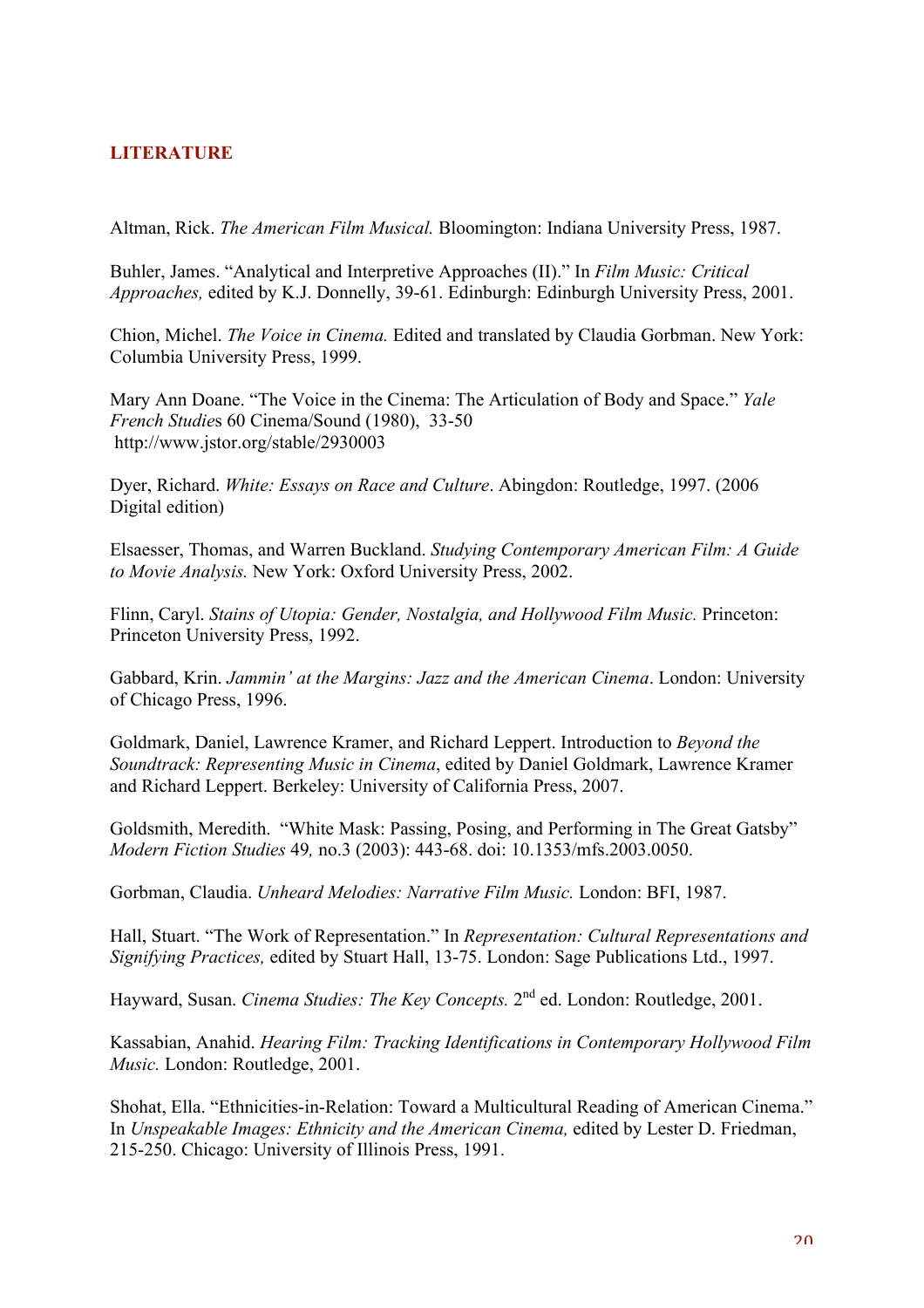# LITERATURE

Altman, Rick. *The American Film Musical.* Bloomington: Indiana University Press, 1987.

Buhler, James. "Analytical and Interpretive Approaches (II)." In *Film Music: Critical Approaches,* edited by K.J. Donnelly, 39-61. Edinburgh: Edinburgh University Press, 2001.

Chion, Michel. *The Voice in Cinema.* Edited and translated by Claudia Gorbman. New York: Columbia University Press, 1999.

Mary Ann Doane. "The Voice in the Cinema: The Articulation of Body and Space." *Yale French Studies* 60 Cinema/Sound (1980), 33-50 http://www.jstor.org/stable/2930003

Dyer, Richard. *White: Essays on Race and Culture*. Abingdon: Routledge, 1997. (2006 Digital edition)

Elsaesser, Thomas, and Warren Buckland. *Studying Contemporary American Film: A Guide to Movie Analysis.* New York: Oxford University Press, 2002.

Flinn, Caryl. *Stains of Utopia: Gender, Nostalgia, and Hollywood Film Music.* Princeton: Princeton University Press, 1992.

Gabbard, Krin. *Jammin' at the Margins: Jazz and the American Cinema*. London: University of Chicago Press, 1996.

Goldmark, Daniel, Lawrence Kramer, and Richard Leppert. Introduction to *Beyond the Soundtrack: Representing Music in Cinema*, edited by Daniel Goldmark, Lawrence Kramer and Richard Leppert. Berkeley: University of California Press, 2007.

Goldsmith, Meredith. "White Mask: Passing, Posing, and Performing in The Great Gatsby" *Modern Fiction Studies* 49*,* no.3 (2003): 443-68. doi: 10.1353/mfs.2003.0050.

Gorbman, Claudia. *Unheard Melodies: Narrative Film Music.* London: BFI, 1987.

Hall, Stuart. "The Work of Representation." In *Representation: Cultural Representations and Signifying Practices,* edited by Stuart Hall, 13-75. London: Sage Publications Ltd., 1997.

Hayward, Susan. *Cinema Studies: The Key Concepts.* 2nd ed. London: Routledge, 2001.

Kassabian, Anahid. *Hearing Film: Tracking Identifications in Contemporary Hollywood Film Music.* London: Routledge, 2001.

Shohat, Ella. "Ethnicities-in-Relation: Toward a Multicultural Reading of American Cinema." In *Unspeakable Images: Ethnicity and the American Cinema,* edited by Lester D. Friedman, 215-250. Chicago: University of Illinois Press, 1991.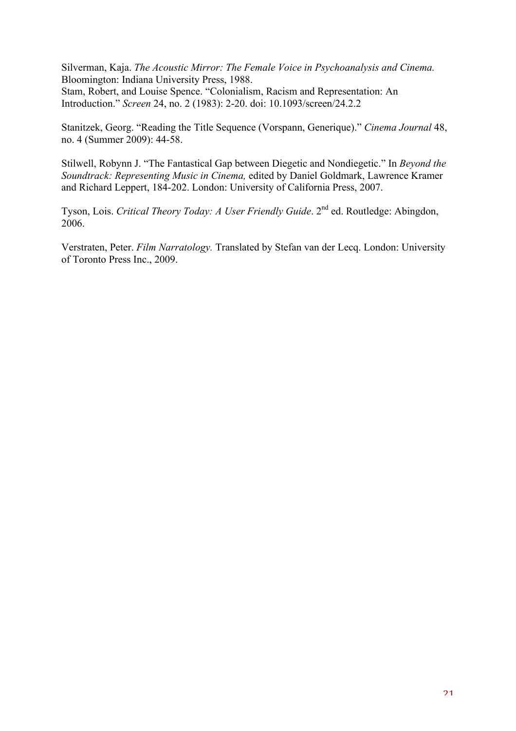Silverman, Kaja. *The Acoustic Mirror: The Female Voice in Psychoanalysis and Cinema.* Bloomington: Indiana University Press, 1988.

Stam, Robert, and Louise Spence. "Colonialism, Racism and Representation: An Introduction." *Screen* 24, no. 2 (1983): 2-20. doi: 10.1093/screen/24.2.2

Stanitzek, Georg. "Reading the Title Sequence (Vorspann, Generique)." *Cinema Journal* 48, no. 4 (Summer 2009): 44-58.

Stilwell, Robynn J. "The Fantastical Gap between Diegetic and Nondiegetic." In *Beyond the Soundtrack: Representing Music in Cinema,* edited by Daniel Goldmark, Lawrence Kramer and Richard Leppert, 184-202. London: University of California Press, 2007.

Tyson, Lois. *Critical Theory Today: A User Friendly Guide*. 2nd ed. Routledge: Abingdon, 2006.

Verstraten, Peter. *Film Narratology.* Translated by Stefan van der Lecq. London: University of Toronto Press Inc., 2009.